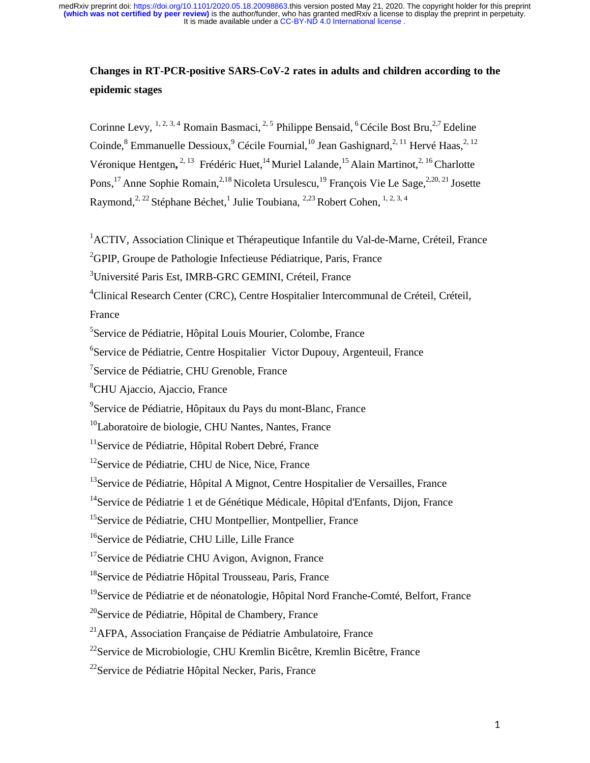# Changes in RT-PCR-positive SARS-CoV-2 rates in adults and children according to the epidemic stages

Corinne Levy, [1, 2, 3, 4] Romain Basmaci, [2, 5] Philippe Bensaid, [6] Cécile Bost Bru,[2,7] Edeline Coinde,[8] Emmanuelle Dessioux,[9] Cécile Fournial,[10] Jean Gashignard,[2, 11] Hervé Haas,[2, 12] Véronique Hentgen**,** [2, 13] Frédéric Huet,[14] Muriel Lalande,[15] Alain Martinot,[2, 16] Charlotte Pons,[17] Anne Sophie Romain,[2,18] Nicoleta Ursulescu,[19] François Vie Le Sage,[2,20, 21] Josette Raymond,[2, 22] Stéphane Béchet,[1] Julie Toubiana, [2,23] Robert Cohen, [1, 2, 3, 4]

[1]ACTIV, Association Clinique et Thérapeutique Infantile du Val-de-Marne, Créteil, France

[2]GPIP, Groupe de Pathologie Infectieuse Pédiatrique, Paris, France

[3]Université Paris Est, IMRB-GRC GEMINI, Créteil, France

[4]Clinical Research Center (CRC), Centre Hospitalier Intercommunal de Créteil, Créteil, France

[5]Service de Pédiatrie, Hôpital Louis Mourier, Colombe, France

[6]Service de Pédiatrie, Centre Hospitalier Victor Dupouy, Argenteuil, France

[7]Service de Pédiatrie, CHU Grenoble, France

[8]CHU Ajaccio, Ajaccio, France

[9]Service de Pédiatrie, Hôpitaux du Pays du mont-Blanc, France

[10]Laboratoire de biologie, CHU Nantes, Nantes, France

[11]Service de Pédiatrie, Hôpital Robert Debré, France

[12]Service de Pédiatrie, CHU de Nice, Nice, France

[13]Service de Pédiatrie, Hôpital A Mignot, Centre Hospitalier de Versailles, France

[14]Service de Pédiatrie 1 et de Génétique Médicale, Hôpital d'Enfants, Dijon, France

[15]Service de Pédiatrie, CHU Montpellier, Montpellier, France

[16]Service de Pédiatrie, CHU Lille, Lille France

[17]Service de Pédiatrie CHU Avigon, Avignon, France

[18]Service de Pédiatrie Hôpital Trousseau, Paris, France

[19]Service de Pédiatrie et de néonatologie, Hôpital Nord Franche-Comté, Belfort, France

[20]Service de Pédiatrie, Hôpital de Chambery, France

[21]AFPA, Association Française de Pédiatrie Ambulatoire, France

[22]Service de Microbiologie, CHU Kremlin Bicêtre, Kremlin Bicêtre, France

[22]Service de Pédiatrie Hôpital Necker, Paris, France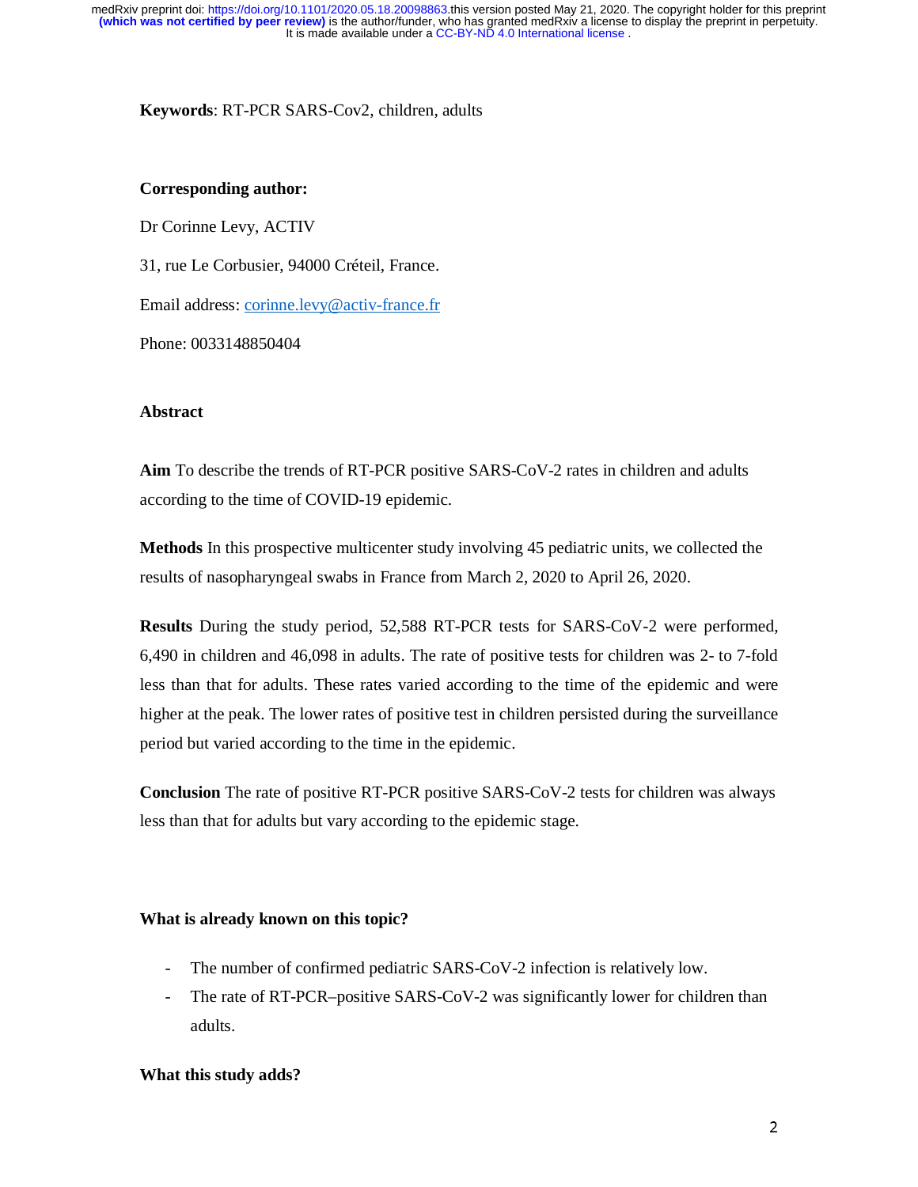**Keywords**: RT-PCR SARS-Cov2, children, adults

**Corresponding author:**

Dr Corinne Levy, ACTIV

31, rue Le Corbusier, 94000 Créteil, France.

Email address: corinne.levy@activ-france.fr

Phone: 0033148850404

**Abstract**

**Aim** To describe the trends of RT-PCR positive SARS-CoV-2 rates in children and adults according to the time of COVID-19 epidemic.

**Methods** In this prospective multicenter study involving 45 pediatric units, we collected the results of nasopharyngeal swabs in France from March 2, 2020 to April 26, 2020.

**Results** During the study period, 52,588 RT-PCR tests for SARS-CoV-2 were performed, 6,490 in children and 46,098 in adults. The rate of positive tests for children was 2- to 7-fold less than that for adults. These rates varied according to the time of the epidemic and were higher at the peak. The lower rates of positive test in children persisted during the surveillance period but varied according to the time in the epidemic.

**Conclusion** The rate of positive RT-PCR positive SARS-CoV-2 tests for children was always less than that for adults but vary according to the epidemic stage.

**What is already known on this topic?**

- The number of confirmed pediatric SARS-CoV-2 infection is relatively low.
- The rate of RT-PCR–positive SARS-CoV-2 was significantly lower for children than adults.

**What this study adds?**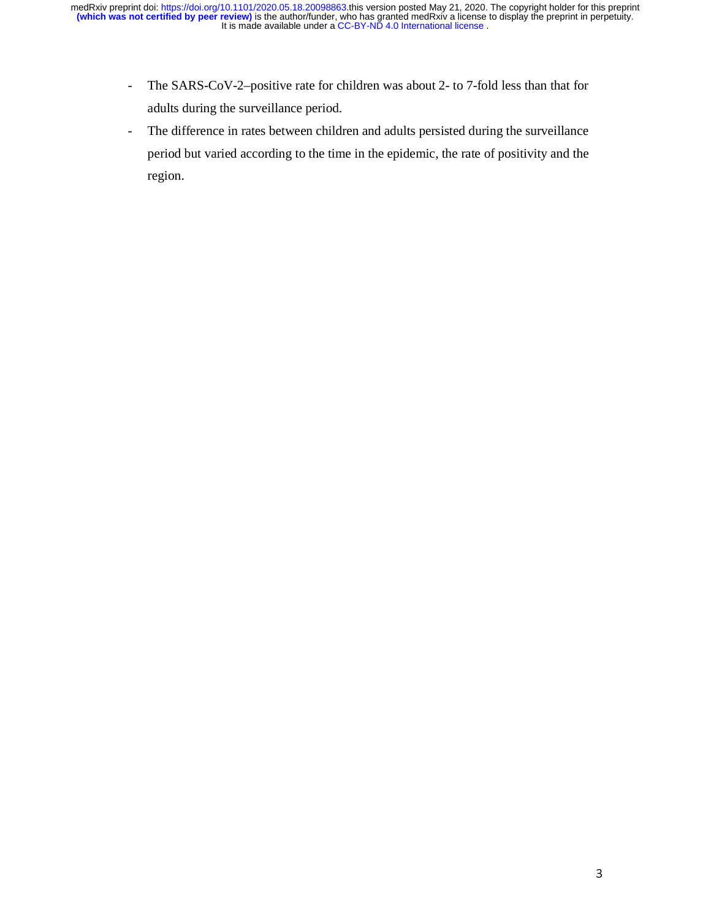- The SARS-CoV-2–positive rate for children was about 2- to 7-fold less than that for adults during the surveillance period.
- The difference in rates between children and adults persisted during the surveillance period but varied according to the time in the epidemic, the rate of positivity and the region.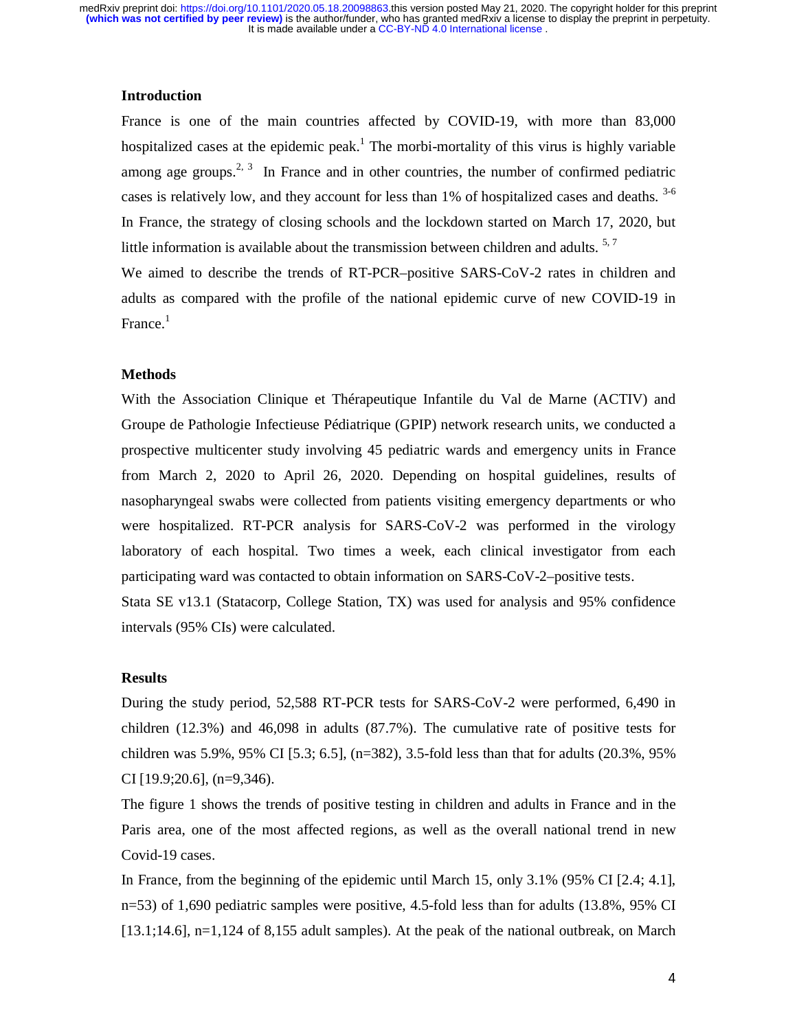## Introduction

France is one of the main countries affected by COVID-19, with more than 83,000 hospitalized cases at the epidemic peak.[1] The morbi-mortality of this virus is highly variable among age groups.[2, 3] In France and in other countries, the number of confirmed pediatric cases is relatively low, and they account for less than 1% of hospitalized cases and deaths. [3-6] In France, the strategy of closing schools and the lockdown started on March 17, 2020, but little information is available about the transmission between children and adults. [5, 7]

We aimed to describe the trends of RT-PCR–positive SARS-CoV-2 rates in children and adults as compared with the profile of the national epidemic curve of new COVID-19 in France.[1]

## Methods

With the Association Clinique et Thérapeutique Infantile du Val de Marne (ACTIV) and Groupe de Pathologie Infectieuse Pédiatrique (GPIP) network research units, we conducted a prospective multicenter study involving 45 pediatric wards and emergency units in France from March 2, 2020 to April 26, 2020. Depending on hospital guidelines, results of nasopharyngeal swabs were collected from patients visiting emergency departments or who were hospitalized. RT-PCR analysis for SARS-CoV-2 was performed in the virology laboratory of each hospital. Two times a week, each clinical investigator from each participating ward was contacted to obtain information on SARS-CoV-2–positive tests.

Stata SE v13.1 (Statacorp, College Station, TX) was used for analysis and 95% confidence intervals (95% CIs) were calculated.

## Results

During the study period, 52,588 RT-PCR tests for SARS-CoV-2 were performed, 6,490 in children (12.3%) and 46,098 in adults (87.7%). The cumulative rate of positive tests for children was 5.9%, 95% CI [5.3; 6.5], (n=382), 3.5-fold less than that for adults (20.3%, 95% CI [19.9;20.6], (n=9,346).

The figure 1 shows the trends of positive testing in children and adults in France and in the Paris area, one of the most affected regions, as well as the overall national trend in new Covid-19 cases.

In France, from the beginning of the epidemic until March 15, only 3.1% (95% CI [2.4; 4.1], n=53) of 1,690 pediatric samples were positive, 4.5-fold less than for adults (13.8%, 95% CI [13.1;14.6], n=1,124 of 8,155 adult samples). At the peak of the national outbreak, on March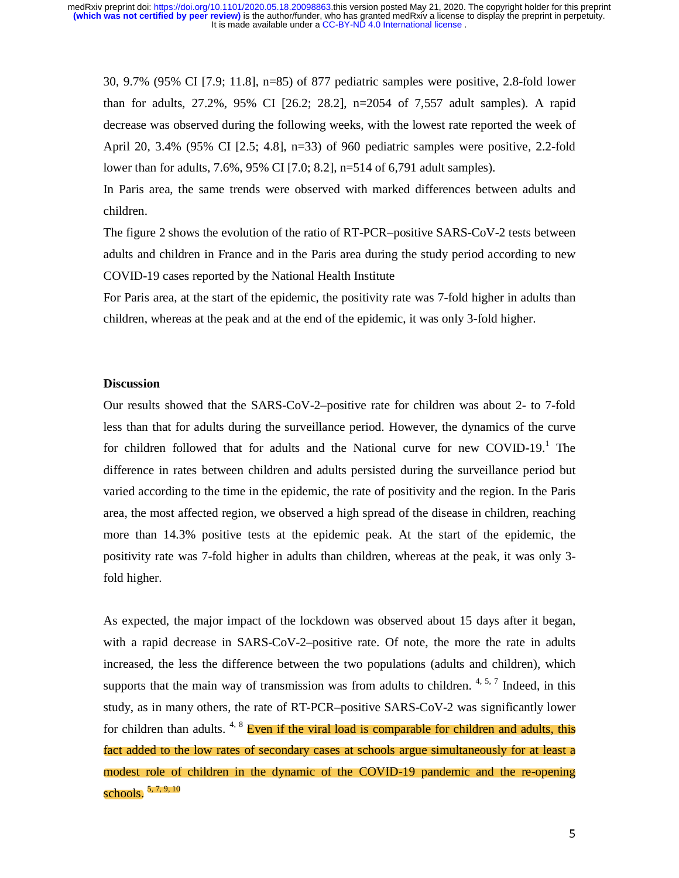30, 9.7% (95% CI [7.9; 11.8], n=85) of 877 pediatric samples were positive, 2.8-fold lower than for adults, 27.2%, 95% CI [26.2; 28.2], n=2054 of 7,557 adult samples). A rapid decrease was observed during the following weeks, with the lowest rate reported the week of April 20, 3.4% (95% CI [2.5; 4.8], n=33) of 960 pediatric samples were positive, 2.2-fold lower than for adults, 7.6%, 95% CI [7.0; 8.2], n=514 of 6,791 adult samples).

In Paris area, the same trends were observed with marked differences between adults and children.

The figure 2 shows the evolution of the ratio of RT-PCR–positive SARS-CoV-2 tests between adults and children in France and in the Paris area during the study period according to new COVID-19 cases reported by the National Health Institute

For Paris area, at the start of the epidemic, the positivity rate was 7-fold higher in adults than children, whereas at the peak and at the end of the epidemic, it was only 3-fold higher.

**Discussion**

Our results showed that the SARS-CoV-2–positive rate for children was about 2- to 7-fold less than that for adults during the surveillance period. However, the dynamics of the curve for children followed that for adults and the National curve for new COVID-19.[1] The difference in rates between children and adults persisted during the surveillance period but varied according to the time in the epidemic, the rate of positivity and the region. In the Paris area, the most affected region, we observed a high spread of the disease in children, reaching more than 14.3% positive tests at the epidemic peak. At the start of the epidemic, the positivity rate was 7-fold higher in adults than children, whereas at the peak, it was only 3-fold higher.

As expected, the major impact of the lockdown was observed about 15 days after it began, with a rapid decrease in SARS-CoV-2–positive rate. Of note, the more the rate in adults increased, the less the difference between the two populations (adults and children), which supports that the main way of transmission was from adults to children. [4, 5, 7] Indeed, in this study, as in many others, the rate of RT-PCR–positive SARS-CoV-2 was significantly lower for children than adults. [4, 8] Even if the viral load is comparable for children and adults, this fact added to the low rates of secondary cases at schools argue simultaneously for at least a modest role of children in the dynamic of the COVID-19 pandemic and the re-opening schools. [5, 7, 9, 10]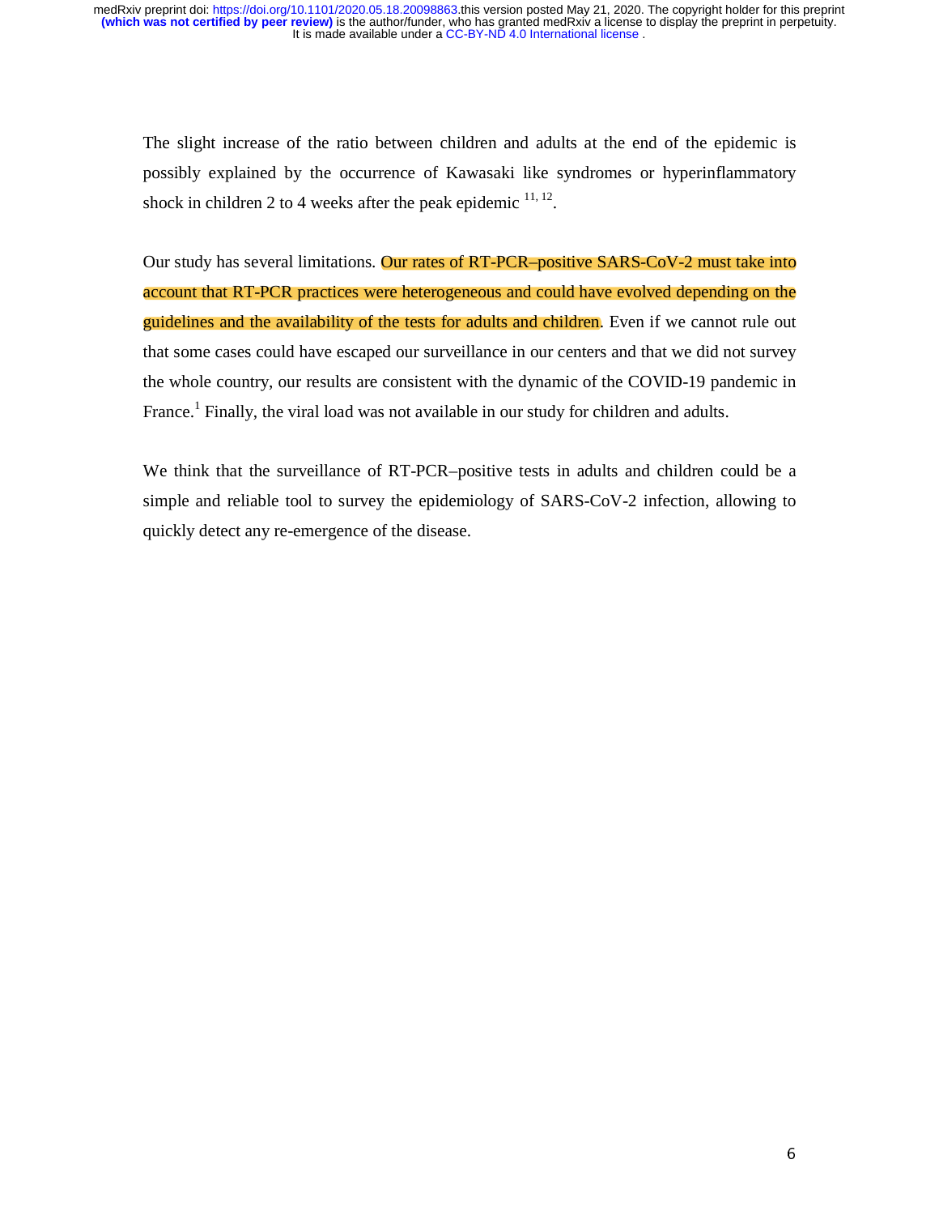The slight increase of the ratio between children and adults at the end of the epidemic is possibly explained by the occurrence of Kawasaki like syndromes or hyperinflammatory shock in children 2 to 4 weeks after the peak epidemic [11, 12].

Our study has several limitations. Our rates of RT-PCR–positive SARS-CoV-2 must take into account that RT-PCR practices were heterogeneous and could have evolved depending on the guidelines and the availability of the tests for adults and children. Even if we cannot rule out that some cases could have escaped our surveillance in our centers and that we did not survey the whole country, our results are consistent with the dynamic of the COVID-19 pandemic in France.[1] Finally, the viral load was not available in our study for children and adults.

We think that the surveillance of RT-PCR–positive tests in adults and children could be a simple and reliable tool to survey the epidemiology of SARS-CoV-2 infection, allowing to quickly detect any re-emergence of the disease.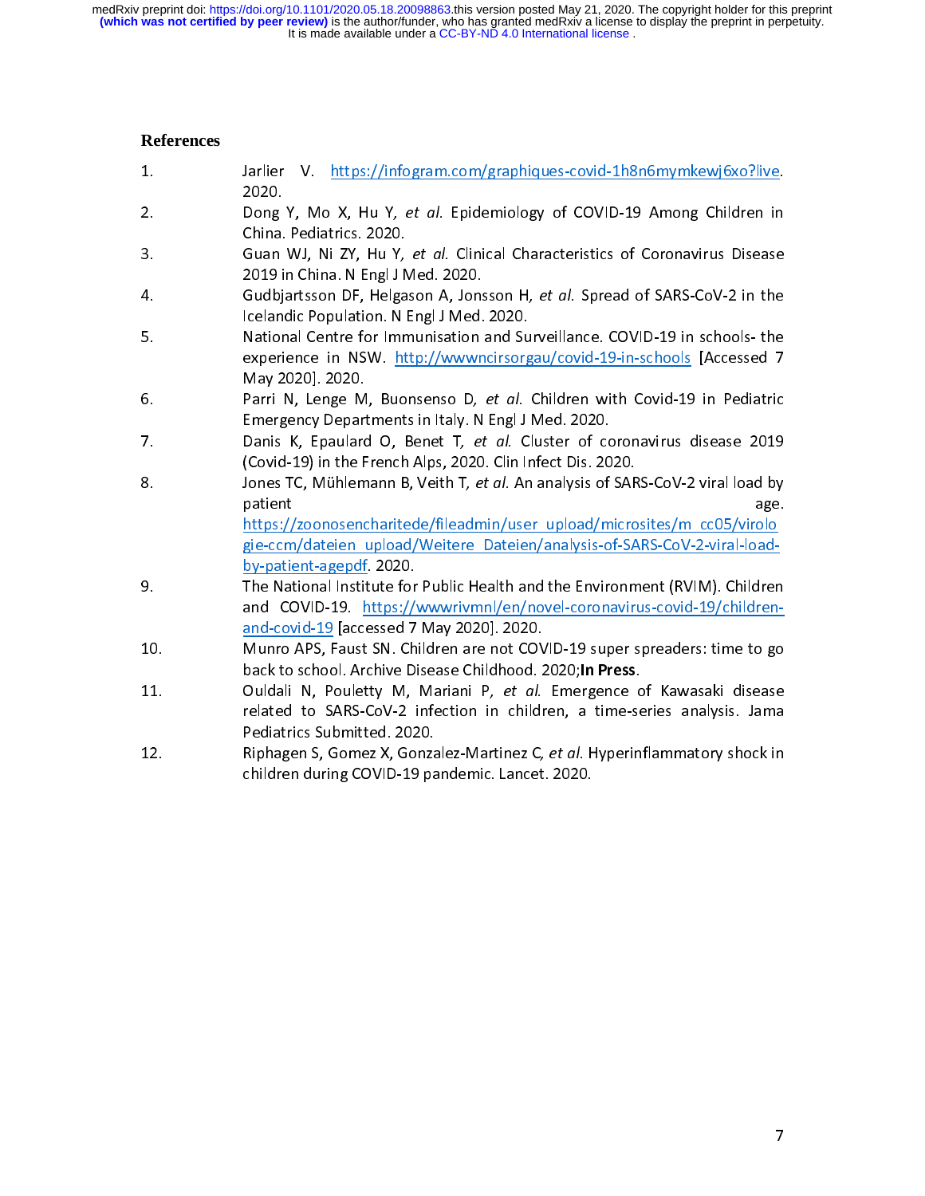# References

1. Jarlier V. https://infogram.com/graphiques-covid-1h8n6mymkewj6xo?live. 2020.
2. Dong Y, Mo X, Hu Y, *et al.* Epidemiology of COVID-19 Among Children in China. Pediatrics. 2020.
3. Guan WJ, Ni ZY, Hu Y, *et al.* Clinical Characteristics of Coronavirus Disease 2019 in China. N Engl J Med. 2020.
4. Gudbjartsson DF, Helgason A, Jonsson H, *et al.* Spread of SARS-CoV-2 in the Icelandic Population. N Engl J Med. 2020.
5. National Centre for Immunisation and Surveillance. COVID-19 in schools- the experience in NSW. http://wwwncirsorgau/covid-19-in-schools [Accessed 7 May 2020]. 2020.
6. Parri N, Lenge M, Buonsenso D, *et al.* Children with Covid-19 in Pediatric Emergency Departments in Italy. N Engl J Med. 2020.
7. Danis K, Epaulard O, Benet T, *et al.* Cluster of coronavirus disease 2019 (Covid-19) in the French Alps, 2020. Clin Infect Dis. 2020.
8. Jones TC, Mühlemann B, Veith T, *et al.* An analysis of SARS-CoV-2 viral load by patient age. https://zoonosencharitede/fileadmin/user_upload/microsites/m_cc05/virologie-ccm/dateien_upload/Weitere_Dateien/analysis-of-SARS-CoV-2-viral-load-by-patient-agepdf. 2020.
9. The National Institute for Public Health and the Environment (RVIM). Children and COVID-19. https://wwwrivmnl/en/novel-coronavirus-covid-19/children-and-covid-19 [accessed 7 May 2020]. 2020.
10. Munro APS, Faust SN. Children are not COVID-19 super spreaders: time to go back to school. Archive Disease Childhood. 2020;**In Press**.
11. Ouldali N, Pouletty M, Mariani P, *et al.* Emergence of Kawasaki disease related to SARS-CoV-2 infection in children, a time-series analysis. Jama Pediatrics Submitted. 2020.
12. Riphagen S, Gomez X, Gonzalez-Martinez C, *et al.* Hyperinflammatory shock in children during COVID-19 pandemic. Lancet. 2020.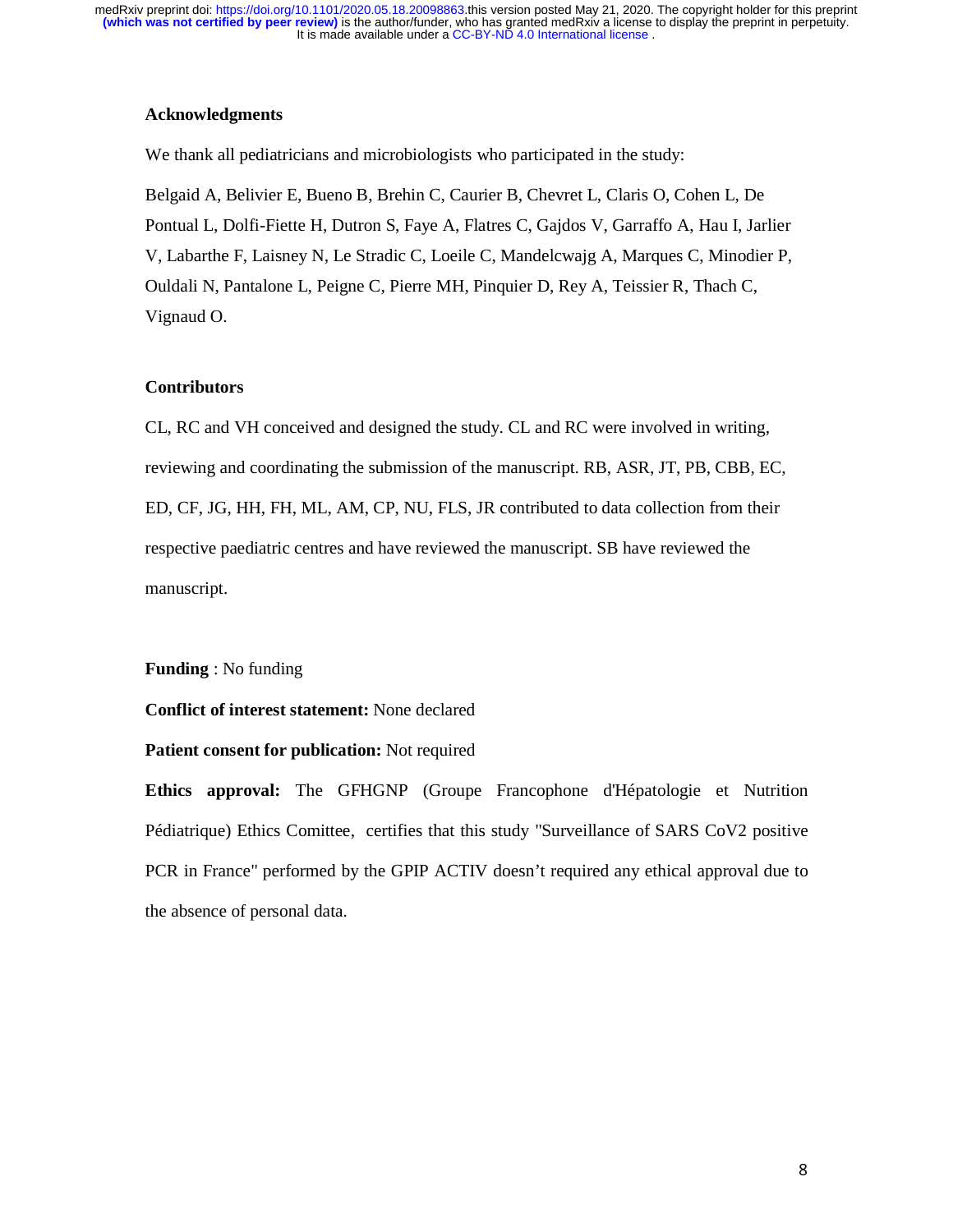**Acknowledgments**

We thank all pediatricians and microbiologists who participated in the study:

Belgaid A, Belivier E, Bueno B, Brehin C, Caurier B, Chevret L, Claris O, Cohen L, De Pontual L, Dolfi-Fiette H, Dutron S, Faye A, Flatres C, Gajdos V, Garraffo A, Hau I, Jarlier V, Labarthe F, Laisney N, Le Stradic C, Loeile C, Mandelcwajg A, Marques C, Minodier P, Ouldali N, Pantalone L, Peigne C, Pierre MH, Pinquier D, Rey A, Teissier R, Thach C, Vignaud O.

**Contributors**

CL, RC and VH conceived and designed the study. CL and RC were involved in writing, reviewing and coordinating the submission of the manuscript. RB, ASR, JT, PB, CBB, EC, ED, CF, JG, HH, FH, ML, AM, CP, NU, FLS, JR contributed to data collection from their respective paediatric centres and have reviewed the manuscript. SB have reviewed the manuscript.

**Funding** : No funding

**Conflict of interest statement:** None declared

**Patient consent for publication:** Not required

**Ethics approval:** The GFHGNP (Groupe Francophone d'Hépatologie et Nutrition Pédiatrique) Ethics Comittee, certifies that this study "Surveillance of SARS CoV2 positive PCR in France" performed by the GPIP ACTIV doesn't required any ethical approval due to the absence of personal data.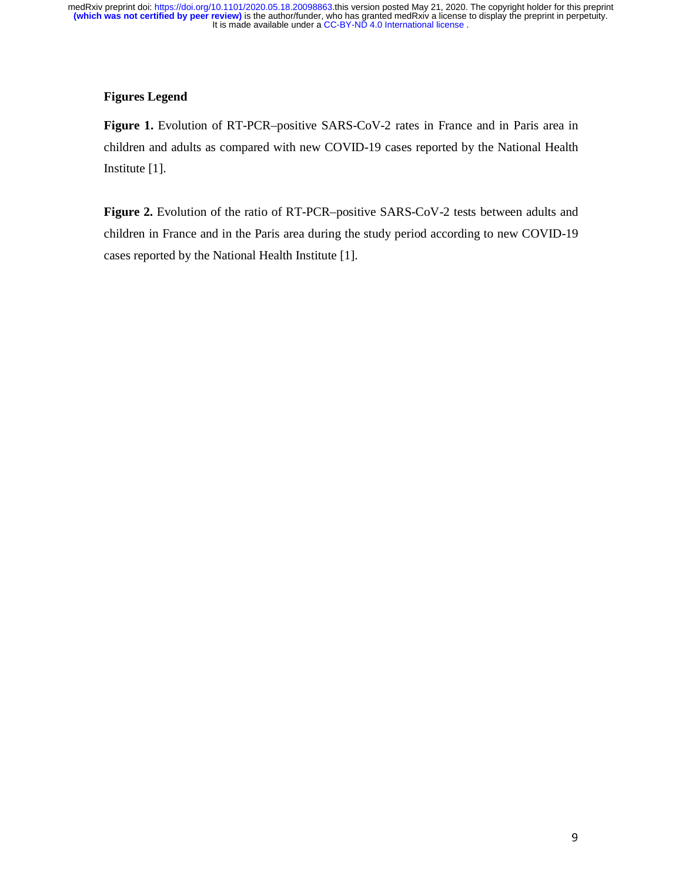## Figures Legend

**Figure 1.** Evolution of RT-PCR–positive SARS-CoV-2 rates in France and in Paris area in children and adults as compared with new COVID-19 cases reported by the National Health Institute [1].

**Figure 2.** Evolution of the ratio of RT-PCR–positive SARS-CoV-2 tests between adults and children in France and in the Paris area during the study period according to new COVID-19 cases reported by the National Health Institute [1].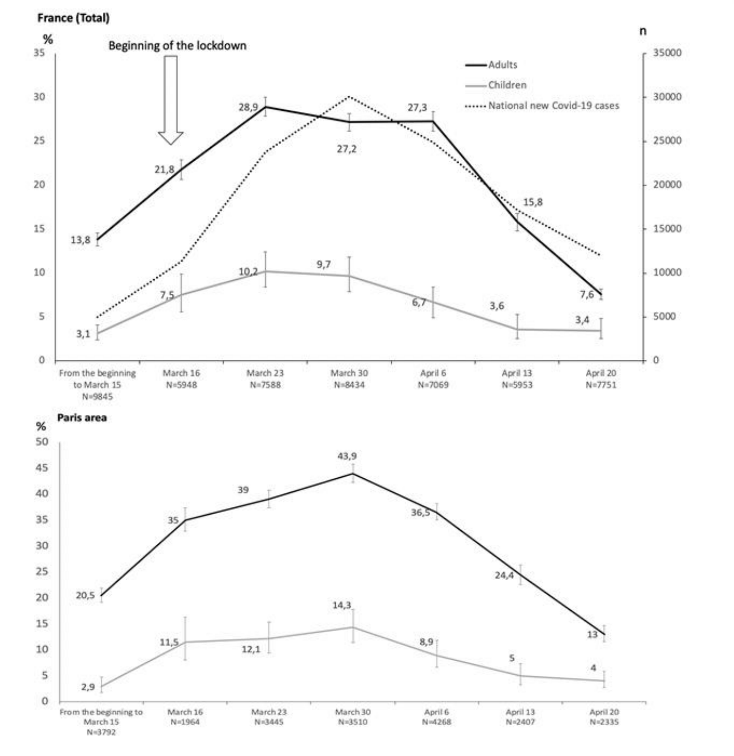**France (Total)**

Beginning of the lockdown

| | From the beginning to March 15 (N=9845) | March 16 (N=5948) | March 23 (N=7588) | March 30 (N=8434) | April 6 (N=7069) | April 13 (N=5953) | April 20 (N=7751) |
|---|---|---|---|---|---|---|---|
| Adults (%) | 13,8 | 21,8 | 28,9 | 27,2 | 27,3 | 15,8 | 7,6 |
| Children (%) | 3,1 | 7,5 | 10,2 | 9,7 | 6,7 | 3,6 | 3,4 |

Legend: Adults; Children; National new Covid-19 cases (right axis, n)

**Paris area**

| | From the beginning to March 15 (N=3792) | March 16 (N=1964) | March 23 (N=3445) | March 30 (N=3510) | April 6 (N=4268) | April 13 (N=2407) | April 20 (N=2335) |
|---|---|---|---|---|---|---|---|
| Adults (%) | 20,5 | 35 | 39 | 43,9 | 36,5 | 24,4 | 13 |
| Children (%) | 2,9 | 11,5 | 12,1 | 14,3 | 8,9 | 5 | 4 |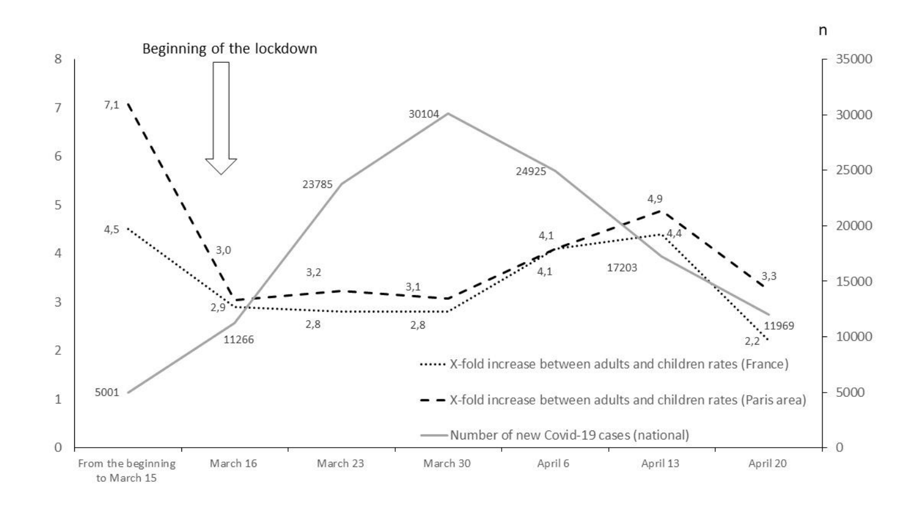Beginning of the lockdown

n

8
7
6
5
4
3
2
1
0

35000
30000
25000
20000
15000
10000
5000
0

7,1
4,5
3,0
2,9
3,2
2,8
3,1
2,8
4,1
4,1
4,9
4,4
3,3
2,2

5001
11266
23785
30104
24925
17203
11969

From the beginning to March 15
March 16
March 23
March 30
April 6
April 13
April 20

X-fold increase between adults and children rates (France)

X-fold increase between adults and children rates (Paris area)

Number of new Covid-19 cases (national)